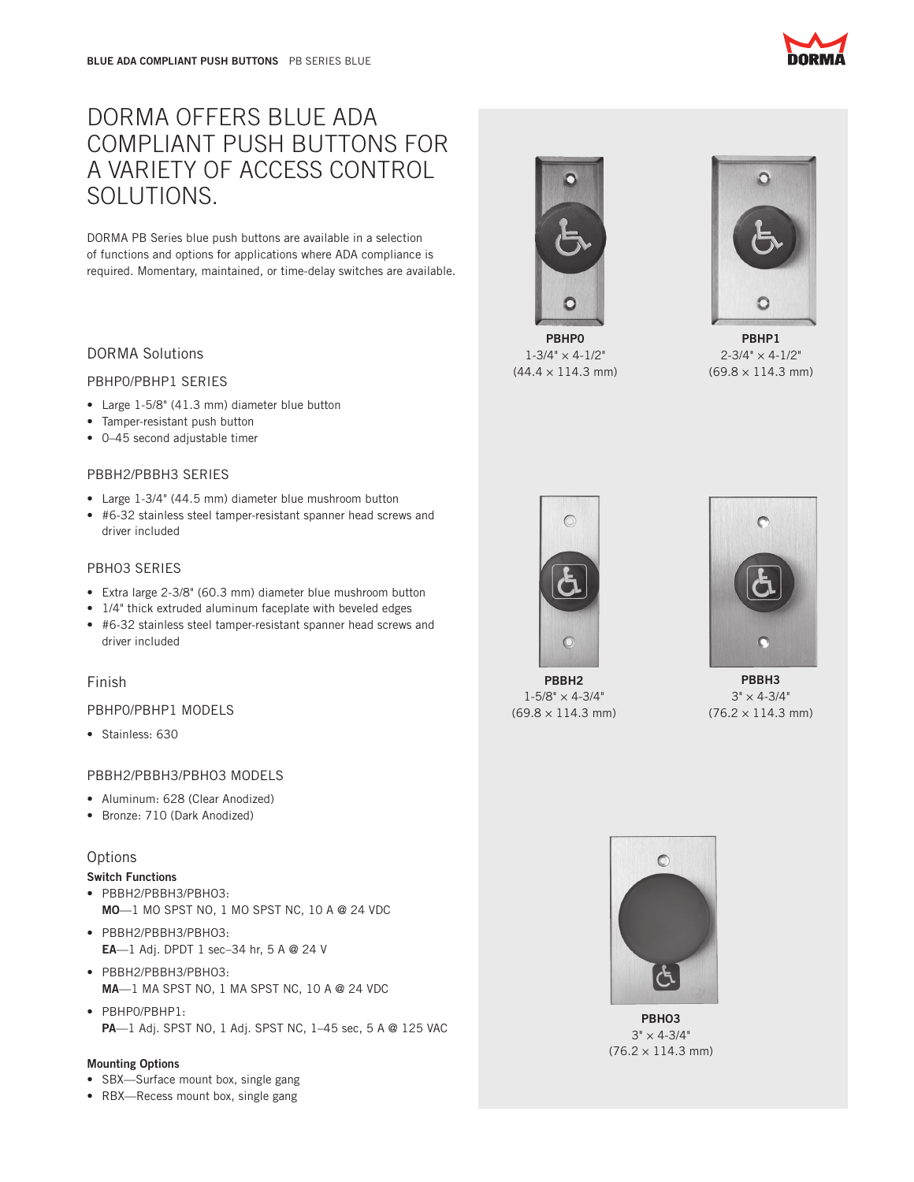# DORMA OFFERS BLUE ADA COMPLIANT PUSH BUTTONS FOR A VARIETY OF ACCESS CONTROL SOLUTIONS.

DORMA PB Series blue push buttons are available in a selection of functions and options for applications where ADA compliance is required. Momentary, maintained, or time-delay switches are available.

## DORMA Solutions

### PBHP0/PBHP1 SERIES

- Large 1-5/8" (41.3 mm) diameter blue button
- Tamper-resistant push button
- 0–45 second adjustable timer

### PBBH2/PBBH3 SERIES

- Large 1-3/4" (44.5 mm) diameter blue mushroom button
- #6-32 stainless steel tamper-resistant spanner head screws and driver included

### PBHO3 SERIES

- Extra large 2-3/8" (60.3 mm) diameter blue mushroom button
- 1/4" thick extruded aluminum faceplate with beveled edges
- #6-32 stainless steel tamper-resistant spanner head screws and driver included

## Finish

### PBHP0/PBHP1 MODELS

- Stainless: 630

### PBBH2/PBBH3/PBHO3 MODELS

- Aluminum: 628 (Clear Anodized)
- Bronze: 710 (Dark Anodized)

## Options

**Switch Functions**

- PBBH2/PBBH3/PBHO3:
  **MO**—1 MO SPST NO, 1 MO SPST NC, 10 A @ 24 VDC
- PBBH2/PBBH3/PBHO3:
  **EA**—1 Adj. DPDT 1 sec–34 hr, 5 A @ 24 V
- PBBH2/PBBH3/PBHO3:
  **MA**—1 MA SPST NO, 1 MA SPST NC, 10 A @ 24 VDC
- PBHP0/PBHP1:
  **PA**—1 Adj. SPST NO, 1 Adj. SPST NC, 1–45 sec, 5 A @ 125 VAC

**Mounting Options**

- SBX—Surface mount box, single gang
- RBX—Recess mount box, single gang

**PBHP0**
1-3/4" × 4-1/2"
(44.4 × 114.3 mm)

**PBHP1**
2-3/4" × 4-1/2"
(69.8 × 114.3 mm)

**PBBH2**
1-5/8" × 4-3/4"
(69.8 × 114.3 mm)

**PBBH3**
3" × 4-3/4"
(76.2 × 114.3 mm)

**PBHO3**
3" × 4-3/4"
(76.2 × 114.3 mm)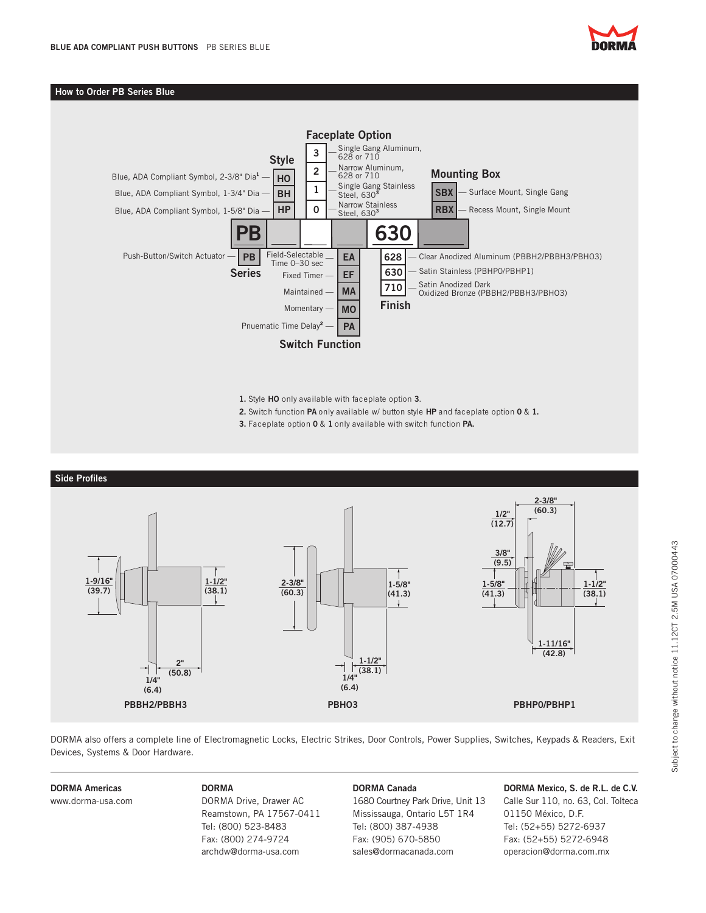## How to Order PB Series Blue

**PB** | Style | Faceplate Option | Switch Function | **630** Finish | Mounting Box

### Series

- PB — Push-Button/Switch Actuator

### Style

- HO — Blue, ADA Compliant Symbol, 2-3/8" Dia[1]
- BH — Blue, ADA Compliant Symbol, 1-3/4" Dia
- HP — Blue, ADA Compliant Symbol, 1-5/8" Dia

### Faceplate Option

- 3 — Single Gang Aluminum, 628 or 710
- 2 — Narrow Aluminum, 628 or 710
- 1 — Single Gang Stainless Steel, 630[3]
- 0 — Narrow Stainless Steel, 630[3]

### Switch Function

- EA — Field-Selectable Time 0–30 sec
- EF — Fixed Timer
- MA — Maintained
- MO — Momentary
- PA — Pnuematic Time Delay[2]

### Finish

- 628 — Clear Anodized Aluminum (PBBH2/PBBH3/PBHO3)
- 630 — Satin Stainless (PBHP0/PBHP1)
- 710 — Satin Anodized Dark Oxidized Bronze (PBBH2/PBBH3/PBHO3)

### Mounting Box

- SBX — Surface Mount, Single Gang
- RBX — Recess Mount, Single Mount

1. Style **HO** only available with faceplate option **3**.
2. Switch function **PA** only available w/ button style **HP** and faceplate option **0** & **1**.
3. Faceplate option **0** & **1** only available with switch function **PA**.

## Side Profiles

1-9/16" (39.7)
1-1/2" (38.1)
2" (50.8)
1/4" (6.4)

PBBH2/PBBH3

2-3/8" (60.3)
1-5/8" (41.3)
1-1/2" (38.1)
1/4" (6.4)

PBHO3

1/2" (12.7)
2-3/8" (60.3)
3/8" (9.5)
1-5/8" (41.3)
1-1/2" (38.1)
1-11/16" (42.8)

PBHP0/PBHP1

DORMA also offers a complete line of Electromagnetic Locks, Electric Strikes, Door Controls, Power Supplies, Switches, Keypads & Readers, Exit Devices, Systems & Door Hardware.

**DORMA Americas**
www.dorma-usa.com

**DORMA**
DORMA Drive, Drawer AC
Reamstown, PA 17567-0411
Tel: (800) 523-8483
Fax: (800) 274-9724
archdw@dorma-usa.com

**DORMA Canada**
1680 Courtney Park Drive, Unit 13
Mississauga, Ontario L5T 1R4
Tel: (800) 387-4938
Fax: (905) 670-5850
sales@dormacanada.com

**DORMA Mexico, S. de R.L. de C.V.**
Calle Sur 110, no. 63, Col. Tolteca
01150 México, D.F.
Tel: (52+55) 5272-6937
Fax: (52+55) 5272-6948
operacion@dorma.com.mx

Subject to change without notice 11.12CT 2.5M USA 07000443